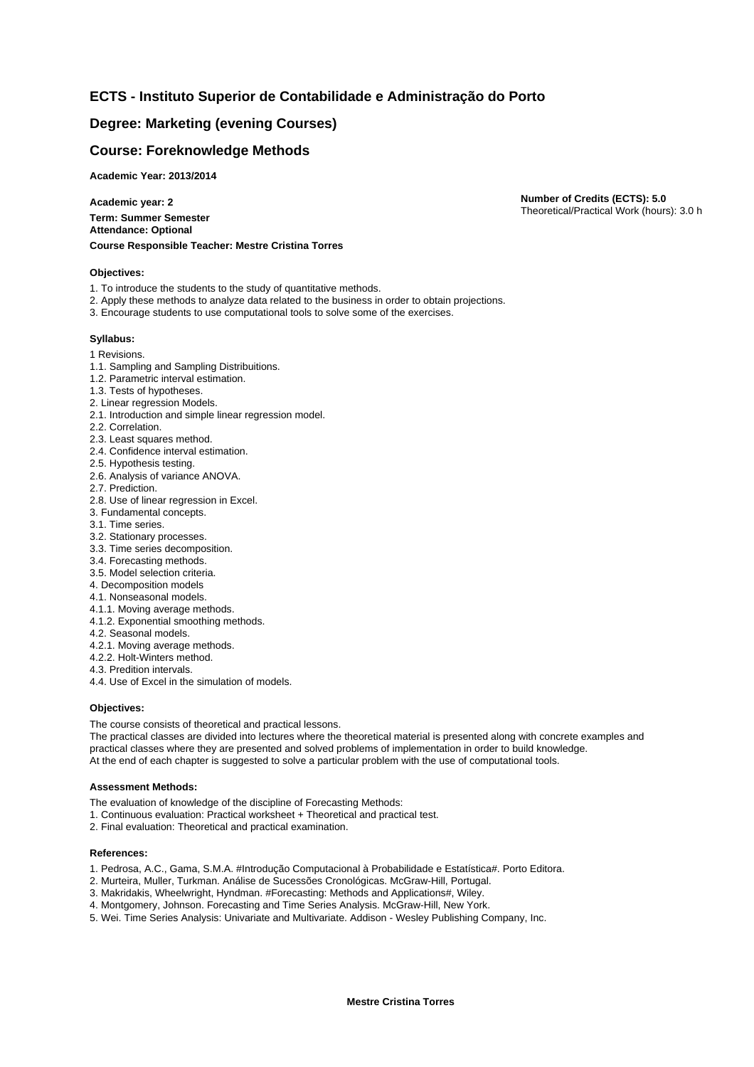## ECTS - Instituto Superior de Contabilidade e Administração do Porto

## Degree: Marketing (evening Courses)

## Course: Foreknowledge Methods

**Academic Year: 2013/2014**

**Academic year: 2**
**Term: Summer Semester**
**Attendance: Optional**
**Course Responsible Teacher: Mestre Cristina Torres**

**Number of Credits (ECTS): 5.0**
Theoretical/Practical Work (hours): 3.0 h

**Objectives:**

1. To introduce the students to the study of quantitative methods.
2. Apply these methods to analyze data related to the business in order to obtain projections.
3. Encourage students to use computational tools to solve some of the exercises.

**Syllabus:**

1 Revisions.
1.1. Sampling and Sampling Distribuitions.
1.2. Parametric interval estimation.
1.3. Tests of hypotheses.
2. Linear regression Models.
2.1. Introduction and simple linear regression model.
2.2. Correlation.
2.3. Least squares method.
2.4. Confidence interval estimation.
2.5. Hypothesis testing.
2.6. Analysis of variance ANOVA.
2.7. Prediction.
2.8. Use of linear regression in Excel.
3. Fundamental concepts.
3.1. Time series.
3.2. Stationary processes.
3.3. Time series decomposition.
3.4. Forecasting methods.
3.5. Model selection criteria.
4. Decomposition models
4.1. Nonseasonal models.
4.1.1. Moving average methods.
4.1.2. Exponential smoothing methods.
4.2. Seasonal models.
4.2.1. Moving average methods.
4.2.2. Holt-Winters method.
4.3. Predition intervals.
4.4. Use of Excel in the simulation of models.

**Objectives:**

The course consists of theoretical and practical lessons.
The practical classes are divided into lectures where the theoretical material is presented along with concrete examples and practical classes where they are presented and solved problems of implementation in order to build knowledge.
At the end of each chapter is suggested to solve a particular problem with the use of computational tools.

**Assessment Methods:**

The evaluation of knowledge of the discipline of Forecasting Methods:
1. Continuous evaluation: Practical worksheet + Theoretical and practical test.
2. Final evaluation: Theoretical and practical examination.

**References:**

1. Pedrosa, A.C., Gama, S.M.A. #Introdução Computacional à Probabilidade e Estatística#. Porto Editora.
2. Murteira, Muller, Turkman. Análise de Sucessões Cronológicas. McGraw-Hill, Portugal.
3. Makridakis, Wheelwright, Hyndman. #Forecasting: Methods and Applications#, Wiley.
4. Montgomery, Johnson. Forecasting and Time Series Analysis. McGraw-Hill, New York.
5. Wei. Time Series Analysis: Univariate and Multivariate. Addison - Wesley Publishing Company, Inc.

**Mestre Cristina Torres**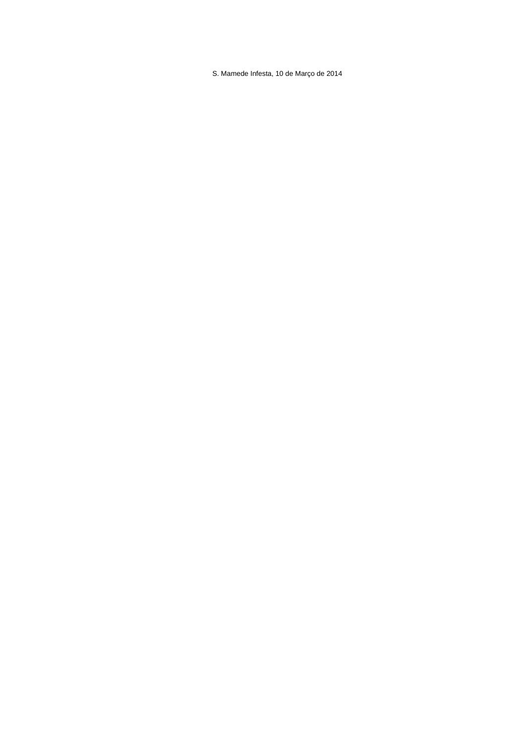S. Mamede Infesta, 10 de Março de 2014